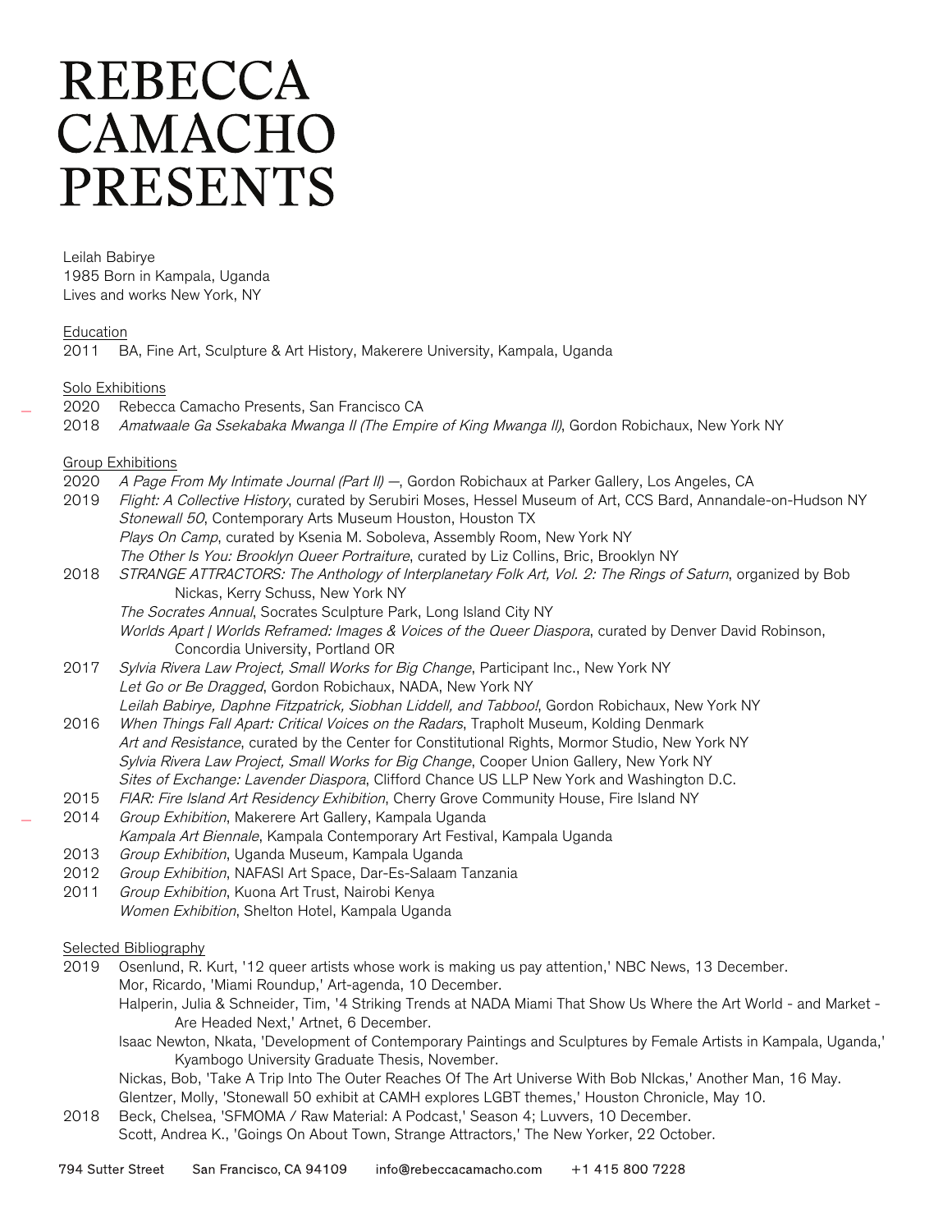# REBECCA CAMACHO PRESENTS

Leilah Babirye
1985 Born in Kampala, Uganda
Lives and works New York, NY

## Education

2011 BA, Fine Art, Sculpture & Art History, Makerere University, Kampala, Uganda

## Solo Exhibitions

2020 Rebecca Camacho Presents, San Francisco CA
2018 *Amatwaale Ga Ssekabaka Mwanga II (The Empire of King Mwanga II)*, Gordon Robichaux, New York NY

## Group Exhibitions

2020 *A Page From My Intimate Journal (Part II)* —, Gordon Robichaux at Parker Gallery, Los Angeles, CA
2019 *Flight: A Collective History*, curated by Serubiri Moses, Hessel Museum of Art, CCS Bard, Annandale-on-Hudson NY
*Stonewall 50*, Contemporary Arts Museum Houston, Houston TX
*Plays On Camp*, curated by Ksenia M. Soboleva, Assembly Room, New York NY
*The Other Is You: Brooklyn Queer Portraiture*, curated by Liz Collins, Bric, Brooklyn NY
2018 *STRANGE ATTRACTORS: The Anthology of Interplanetary Folk Art, Vol. 2: The Rings of Saturn*, organized by Bob Nickas, Kerry Schuss, New York NY
*The Socrates Annual*, Socrates Sculpture Park, Long Island City NY
*Worlds Apart | Worlds Reframed: Images & Voices of the Queer Diaspora*, curated by Denver David Robinson, Concordia University, Portland OR
2017 *Sylvia Rivera Law Project, Small Works for Big Change*, Participant Inc., New York NY
*Let Go or Be Dragged*, Gordon Robichaux, NADA, New York NY
*Leilah Babirye, Daphne Fitzpatrick, Siobhan Liddell, and Tabboo!*, Gordon Robichaux, New York NY
2016 *When Things Fall Apart: Critical Voices on the Radars*, Trapholt Museum, Kolding Denmark
*Art and Resistance*, curated by the Center for Constitutional Rights, Mormor Studio, New York NY
*Sylvia Rivera Law Project, Small Works for Big Change*, Cooper Union Gallery, New York NY
*Sites of Exchange: Lavender Diaspora*, Clifford Chance US LLP New York and Washington D.C.
2015 *FIAR: Fire Island Art Residency Exhibition*, Cherry Grove Community House, Fire Island NY
2014 *Group Exhibition*, Makerere Art Gallery, Kampala Uganda
*Kampala Art Biennale*, Kampala Contemporary Art Festival, Kampala Uganda
2013 *Group Exhibition*, Uganda Museum, Kampala Uganda
2012 *Group Exhibition*, NAFASI Art Space, Dar-Es-Salaam Tanzania
2011 *Group Exhibition*, Kuona Art Trust, Nairobi Kenya
*Women Exhibition*, Shelton Hotel, Kampala Uganda

## Selected Bibliography

2019 Osenlund, R. Kurt, '12 queer artists whose work is making us pay attention,' NBC News, 13 December.
Mor, Ricardo, 'Miami Roundup,' Art-agenda, 10 December.
Halperin, Julia & Schneider, Tim, '4 Striking Trends at NADA Miami That Show Us Where the Art World - and Market - Are Headed Next,' Artnet, 6 December.
Isaac Newton, Nkata, 'Development of Contemporary Paintings and Sculptures by Female Artists in Kampala, Uganda,' Kyambogo University Graduate Thesis, November.
Nickas, Bob, 'Take A Trip Into The Outer Reaches Of The Art Universe With Bob NIckas,' Another Man, 16 May.
Glentzer, Molly, 'Stonewall 50 exhibit at CAMH explores LGBT themes,' Houston Chronicle, May 10.
2018 Beck, Chelsea, 'SFMOMA / Raw Material: A Podcast,' Season 4; Luvvers, 10 December.
Scott, Andrea K., 'Goings On About Town, Strange Attractors,' The New Yorker, 22 October.

794 Sutter Street San Francisco, CA 94109 info@rebeccacamacho.com +1 415 800 7228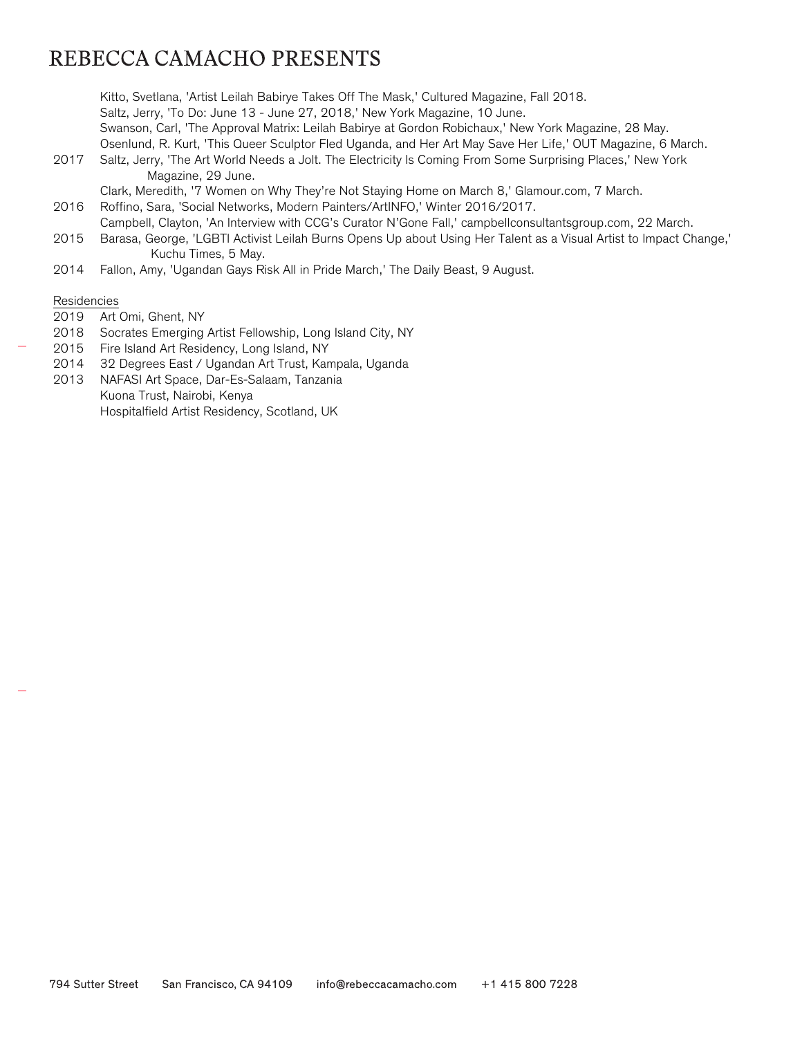Kitto, Svetlana, 'Artist Leilah Babirye Takes Off The Mask,' Cultured Magazine, Fall 2018.
Saltz, Jerry, 'To Do: June 13 - June 27, 2018,' New York Magazine, 10 June.
Swanson, Carl, 'The Approval Matrix: Leilah Babirye at Gordon Robichaux,' New York Magazine, 28 May.
Osenlund, R. Kurt, 'This Queer Sculptor Fled Uganda, and Her Art May Save Her Life,' OUT Magazine, 6 March.

2017 Saltz, Jerry, 'The Art World Needs a Jolt. The Electricity Is Coming From Some Surprising Places,' New York Magazine, 29 June.
Clark, Meredith, '7 Women on Why They're Not Staying Home on March 8,' Glamour.com, 7 March.

2016 Roffino, Sara, 'Social Networks, Modern Painters/ArtINFO,' Winter 2016/2017.
Campbell, Clayton, 'An Interview with CCG's Curator N'Gone Fall,' campbellconsultantsgroup.com, 22 March.

2015 Barasa, George, 'LGBTI Activist Leilah Burns Opens Up about Using Her Talent as a Visual Artist to Impact Change,' Kuchu Times, 5 May.

2014 Fallon, Amy, 'Ugandan Gays Risk All in Pride March,' The Daily Beast, 9 August.

## Residencies

2019 Art Omi, Ghent, NY
2018 Socrates Emerging Artist Fellowship, Long Island City, NY
2015 Fire Island Art Residency, Long Island, NY
2014 32 Degrees East / Ugandan Art Trust, Kampala, Uganda
2013 NAFASI Art Space, Dar-Es-Salaam, Tanzania
Kuona Trust, Nairobi, Kenya
Hospitalfield Artist Residency, Scotland, UK